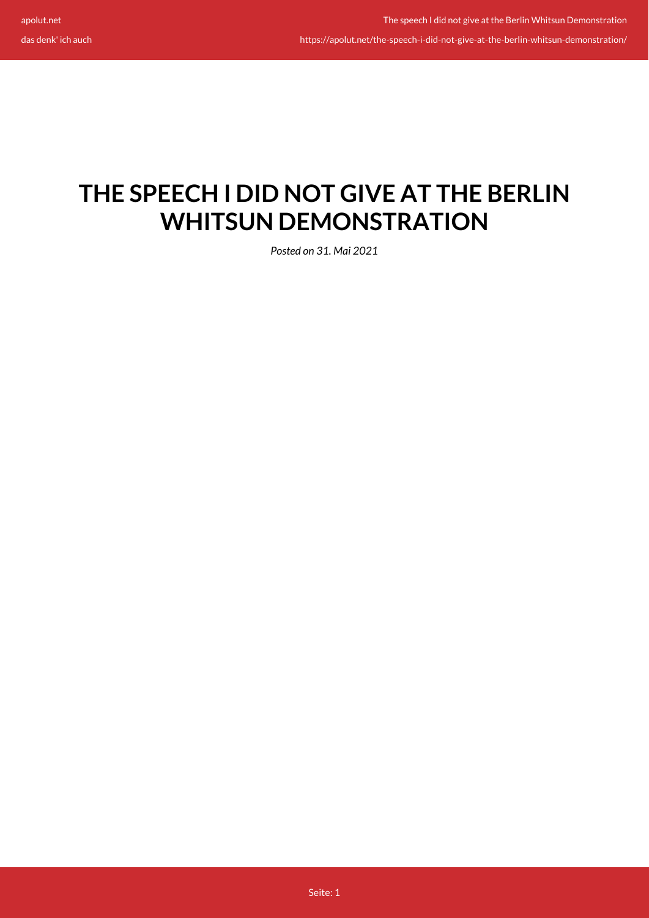# THE SPEECH I DID NOT GIVE AT THE BERLIN WHITSUN DEMONSTRATION

*Posted on 31. Mai 2021*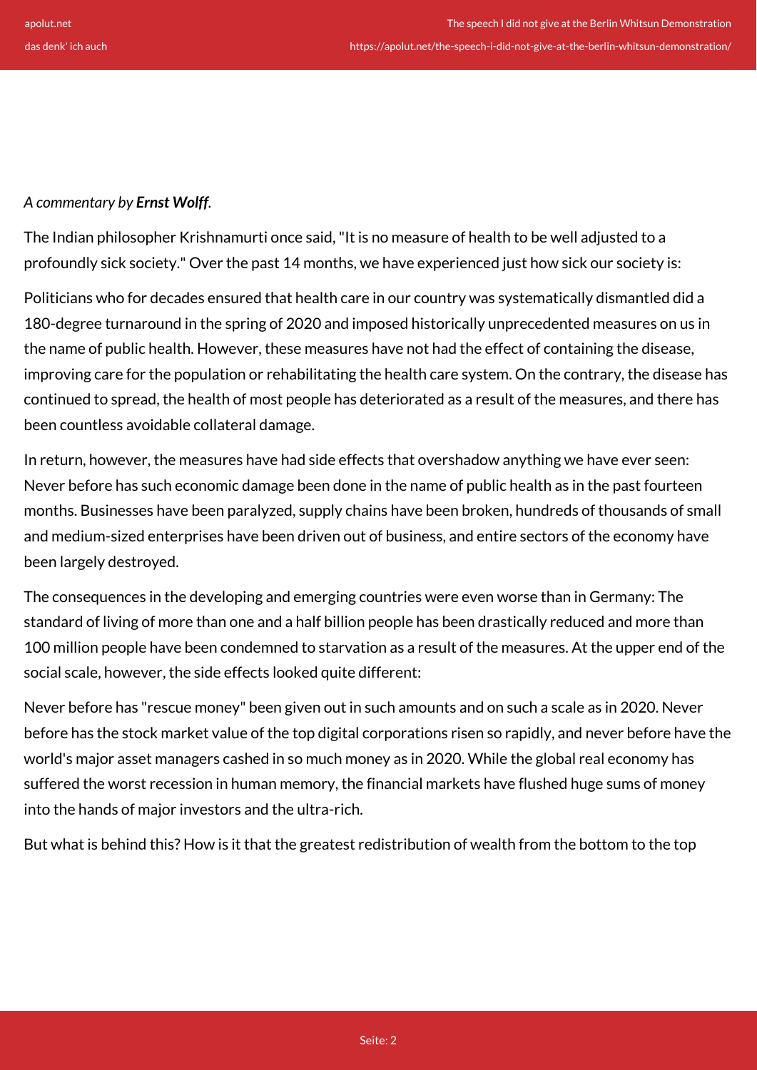*A commentary by **Ernst Wolff**.*

The Indian philosopher Krishnamurti once said, "It is no measure of health to be well adjusted to a profoundly sick society." Over the past 14 months, we have experienced just how sick our society is:

Politicians who for decades ensured that health care in our country was systematically dismantled did a 180-degree turnaround in the spring of 2020 and imposed historically unprecedented measures on us in the name of public health. However, these measures have not had the effect of containing the disease, improving care for the population or rehabilitating the health care system. On the contrary, the disease has continued to spread, the health of most people has deteriorated as a result of the measures, and there has been countless avoidable collateral damage.

In return, however, the measures have had side effects that overshadow anything we have ever seen: Never before has such economic damage been done in the name of public health as in the past fourteen months. Businesses have been paralyzed, supply chains have been broken, hundreds of thousands of small and medium-sized enterprises have been driven out of business, and entire sectors of the economy have been largely destroyed.

The consequences in the developing and emerging countries were even worse than in Germany: The standard of living of more than one and a half billion people has been drastically reduced and more than 100 million people have been condemned to starvation as a result of the measures. At the upper end of the social scale, however, the side effects looked quite different:

Never before has "rescue money" been given out in such amounts and on such a scale as in 2020. Never before has the stock market value of the top digital corporations risen so rapidly, and never before have the world's major asset managers cashed in so much money as in 2020. While the global real economy has suffered the worst recession in human memory, the financial markets have flushed huge sums of money into the hands of major investors and the ultra-rich.

But what is behind this? How is it that the greatest redistribution of wealth from the bottom to the top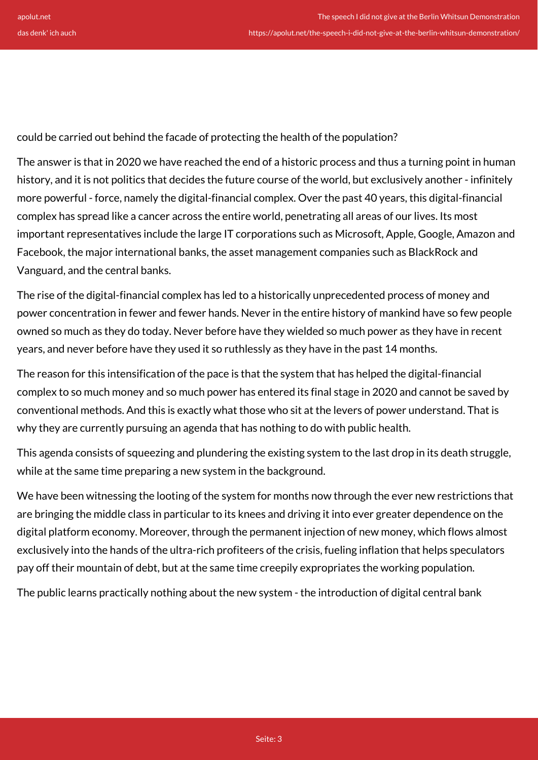could be carried out behind the facade of protecting the health of the population?

The answer is that in 2020 we have reached the end of a historic process and thus a turning point in human history, and it is not politics that decides the future course of the world, but exclusively another - infinitely more powerful - force, namely the digital-financial complex. Over the past 40 years, this digital-financial complex has spread like a cancer across the entire world, penetrating all areas of our lives. Its most important representatives include the large IT corporations such as Microsoft, Apple, Google, Amazon and Facebook, the major international banks, the asset management companies such as BlackRock and Vanguard, and the central banks.

The rise of the digital-financial complex has led to a historically unprecedented process of money and power concentration in fewer and fewer hands. Never in the entire history of mankind have so few people owned so much as they do today. Never before have they wielded so much power as they have in recent years, and never before have they used it so ruthlessly as they have in the past 14 months.

The reason for this intensification of the pace is that the system that has helped the digital-financial complex to so much money and so much power has entered its final stage in 2020 and cannot be saved by conventional methods. And this is exactly what those who sit at the levers of power understand. That is why they are currently pursuing an agenda that has nothing to do with public health.

This agenda consists of squeezing and plundering the existing system to the last drop in its death struggle, while at the same time preparing a new system in the background.

We have been witnessing the looting of the system for months now through the ever new restrictions that are bringing the middle class in particular to its knees and driving it into ever greater dependence on the digital platform economy. Moreover, through the permanent injection of new money, which flows almost exclusively into the hands of the ultra-rich profiteers of the crisis, fueling inflation that helps speculators pay off their mountain of debt, but at the same time creepily expropriates the working population.

The public learns practically nothing about the new system - the introduction of digital central bank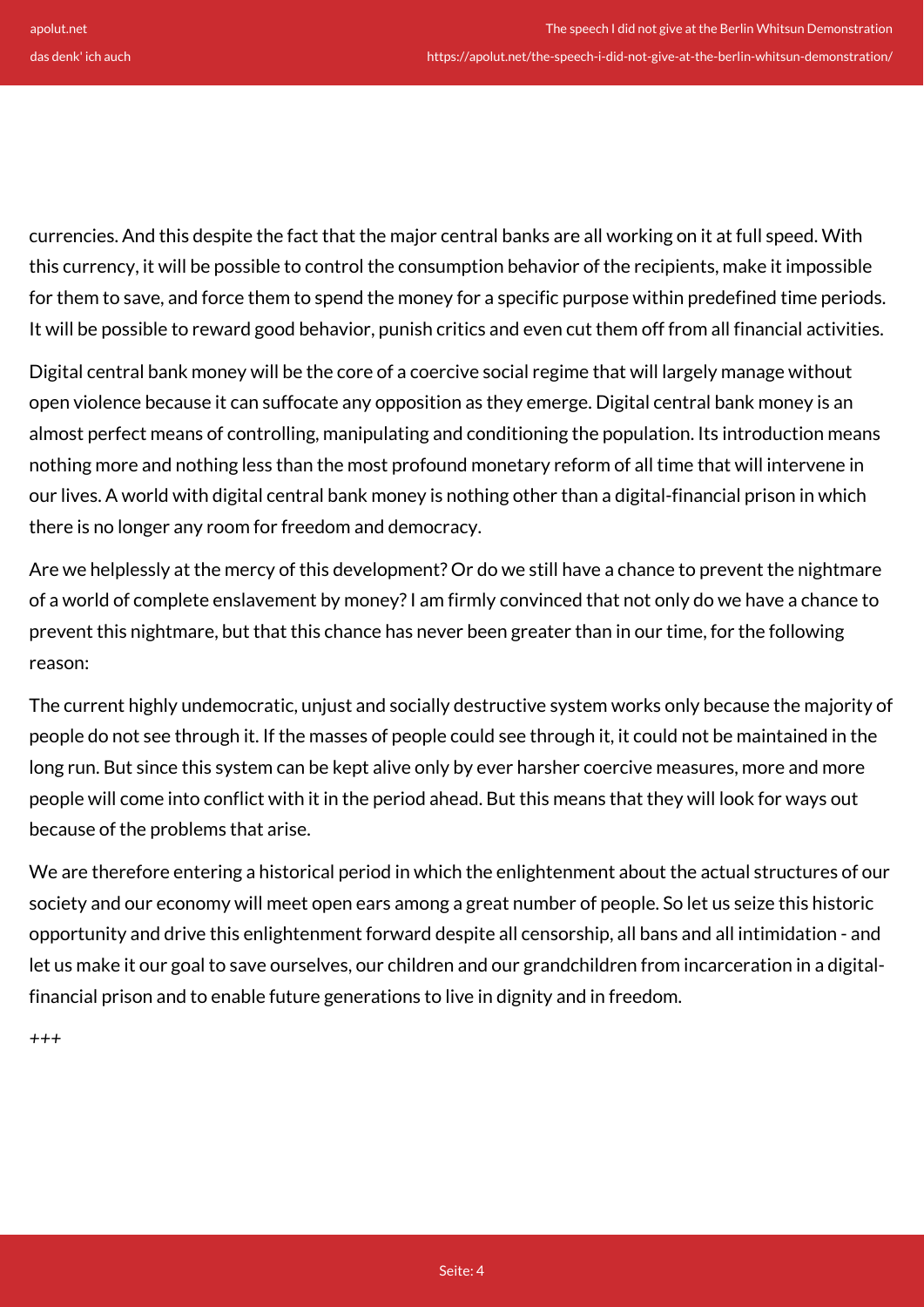currencies. And this despite the fact that the major central banks are all working on it at full speed. With this currency, it will be possible to control the consumption behavior of the recipients, make it impossible for them to save, and force them to spend the money for a specific purpose within predefined time periods. It will be possible to reward good behavior, punish critics and even cut them off from all financial activities.

Digital central bank money will be the core of a coercive social regime that will largely manage without open violence because it can suffocate any opposition as they emerge. Digital central bank money is an almost perfect means of controlling, manipulating and conditioning the population. Its introduction means nothing more and nothing less than the most profound monetary reform of all time that will intervene in our lives. A world with digital central bank money is nothing other than a digital-financial prison in which there is no longer any room for freedom and democracy.

Are we helplessly at the mercy of this development? Or do we still have a chance to prevent the nightmare of a world of complete enslavement by money? I am firmly convinced that not only do we have a chance to prevent this nightmare, but that this chance has never been greater than in our time, for the following reason:

The current highly undemocratic, unjust and socially destructive system works only because the majority of people do not see through it. If the masses of people could see through it, it could not be maintained in the long run. But since this system can be kept alive only by ever harsher coercive measures, more and more people will come into conflict with it in the period ahead. But this means that they will look for ways out because of the problems that arise.

We are therefore entering a historical period in which the enlightenment about the actual structures of our society and our economy will meet open ears among a great number of people. So let us seize this historic opportunity and drive this enlightenment forward despite all censorship, all bans and all intimidation - and let us make it our goal to save ourselves, our children and our grandchildren from incarceration in a digital-financial prison and to enable future generations to live in dignity and in freedom.

+++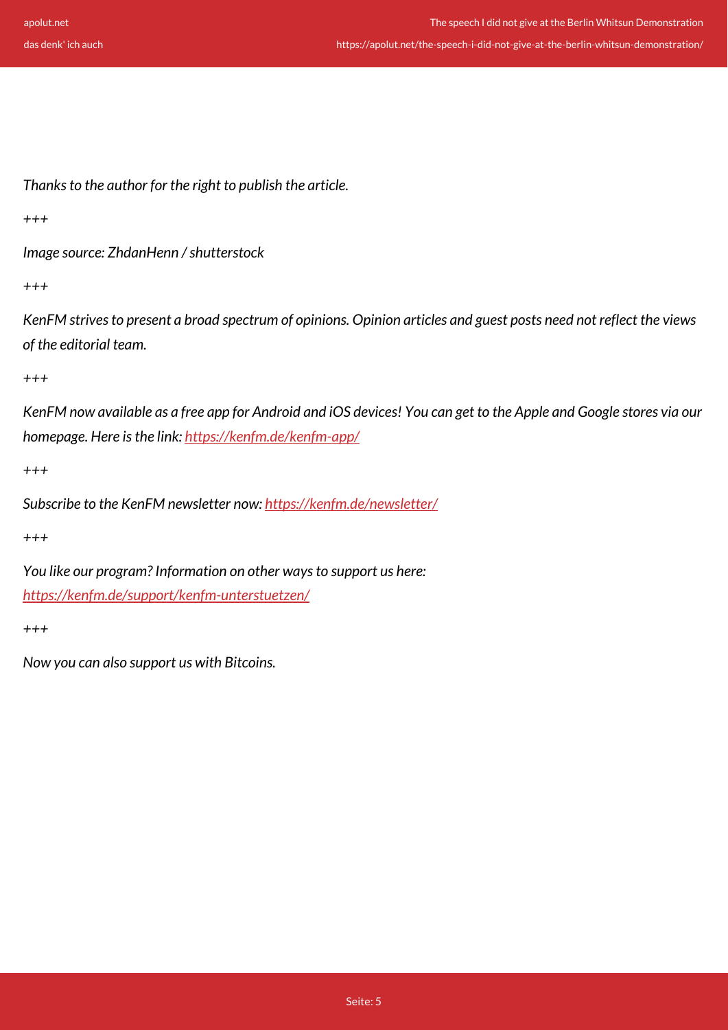*Thanks to the author for the right to publish the article.*

*+++*

*Image source: ZhdanHenn / shutterstock*

*+++*

*KenFM strives to present a broad spectrum of opinions. Opinion articles and guest posts need not reflect the views of the editorial team.*

*+++*

*KenFM now available as a free app for Android and iOS devices! You can get to the Apple and Google stores via our homepage. Here is the link: [https://kenfm.de/kenfm-app/](https://kenfm.de/kenfm-app/)*

*+++*

*Subscribe to the KenFM newsletter now: [https://kenfm.de/newsletter/](https://kenfm.de/newsletter/)*

*+++*

*You like our program? Information on other ways to support us here: [https://kenfm.de/support/kenfm-unterstuetzen/](https://kenfm.de/support/kenfm-unterstuetzen/)*

*+++*

*Now you can also support us with Bitcoins.*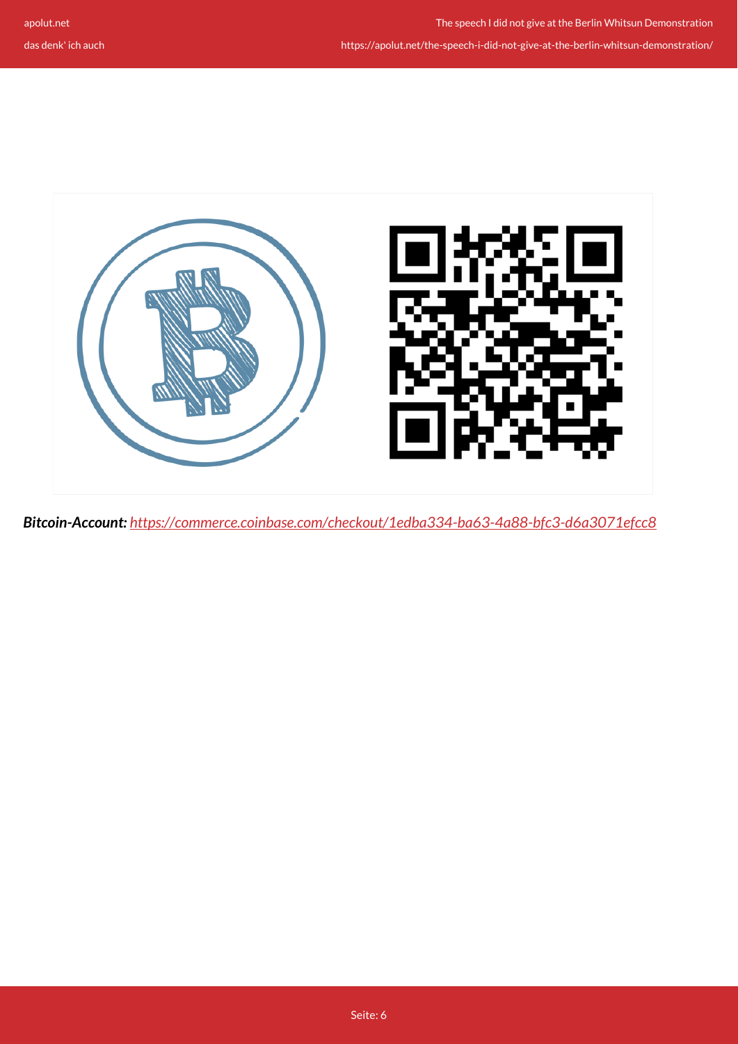***Bitcoin-Account:*** *[https://commerce.coinbase.com/checkout/1edba334-ba63-4a88-bfc3-d6a3071efcc8](https://commerce.coinbase.com/checkout/1edba334-ba63-4a88-bfc3-d6a3071efcc8)*